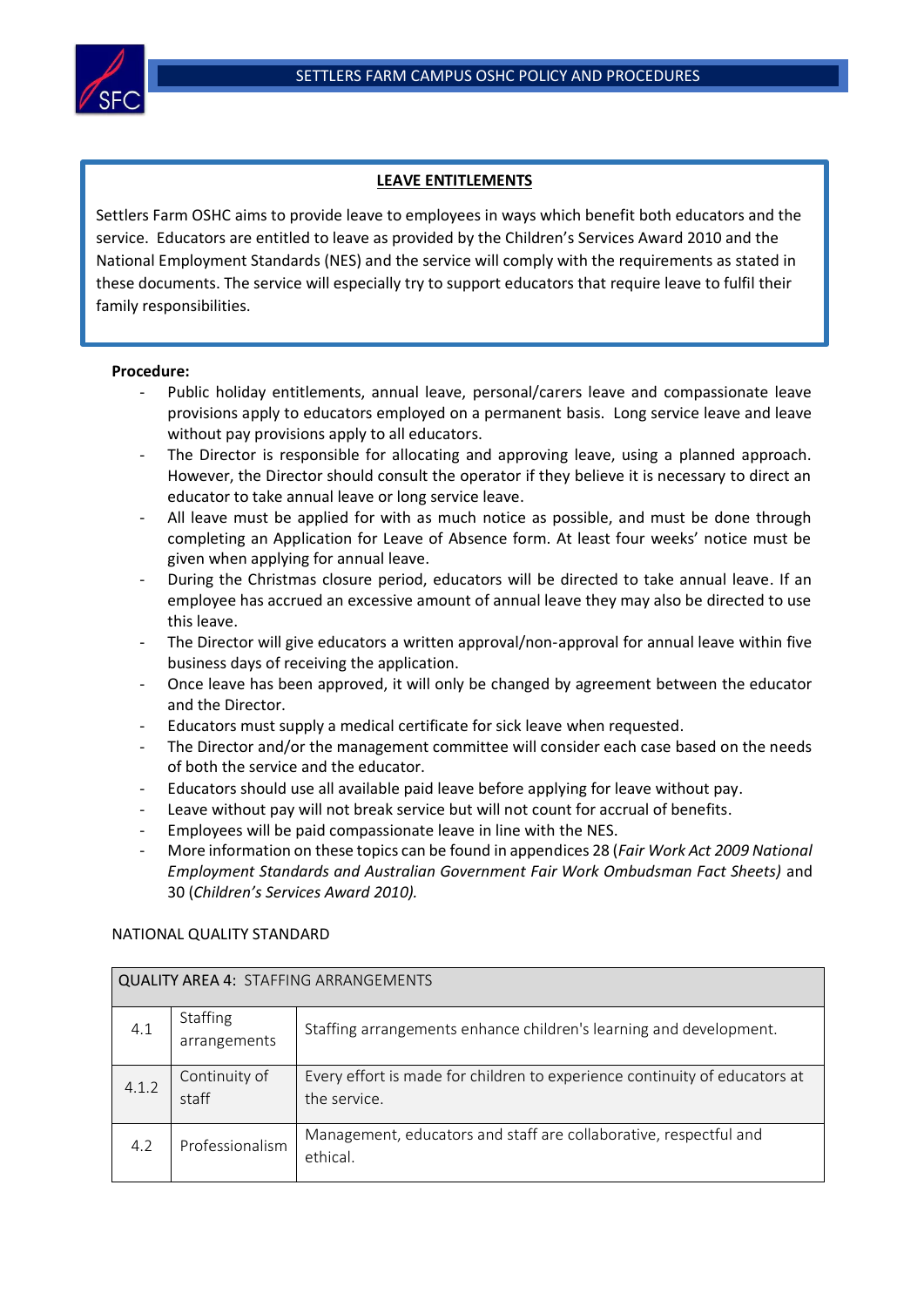## LEAVE ENTITLEMENTS

Settlers Farm OSHC aims to provide leave to employees in ways which benefit both educators and the service. Educators are entitled to leave as provided by the Children's Services Award 2010 and the National Employment Standards (NES) and the service will comply with the requirements as stated in these documents. The service will especially try to support educators that require leave to fulfil their family responsibilities.

**Procedure:**

- Public holiday entitlements, annual leave, personal/carers leave and compassionate leave provisions apply to educators employed on a permanent basis. Long service leave and leave without pay provisions apply to all educators.
- The Director is responsible for allocating and approving leave, using a planned approach. However, the Director should consult the operator if they believe it is necessary to direct an educator to take annual leave or long service leave.
- All leave must be applied for with as much notice as possible, and must be done through completing an Application for Leave of Absence form. At least four weeks' notice must be given when applying for annual leave.
- During the Christmas closure period, educators will be directed to take annual leave. If an employee has accrued an excessive amount of annual leave they may also be directed to use this leave.
- The Director will give educators a written approval/non-approval for annual leave within five business days of receiving the application.
- Once leave has been approved, it will only be changed by agreement between the educator and the Director.
- Educators must supply a medical certificate for sick leave when requested.
- The Director and/or the management committee will consider each case based on the needs of both the service and the educator.
- Educators should use all available paid leave before applying for leave without pay.
- Leave without pay will not break service but will not count for accrual of benefits.
- Employees will be paid compassionate leave in line with the NES.
- More information on these topics can be found in appendices 28 (*Fair Work Act 2009 National Employment Standards and Australian Government Fair Work Ombudsman Fact Sheets)* and 30 (*Children's Services Award 2010).*

NATIONAL QUALITY STANDARD

| QUALITY AREA 4: STAFFING ARRANGEMENTS | | |
|---|---|---|
| 4.1 | Staffing arrangements | Staffing arrangements enhance children's learning and development. |
| 4.1.2 | Continuity of staff | Every effort is made for children to experience continuity of educators at the service. |
| 4.2 | Professionalism | Management, educators and staff are collaborative, respectful and ethical. |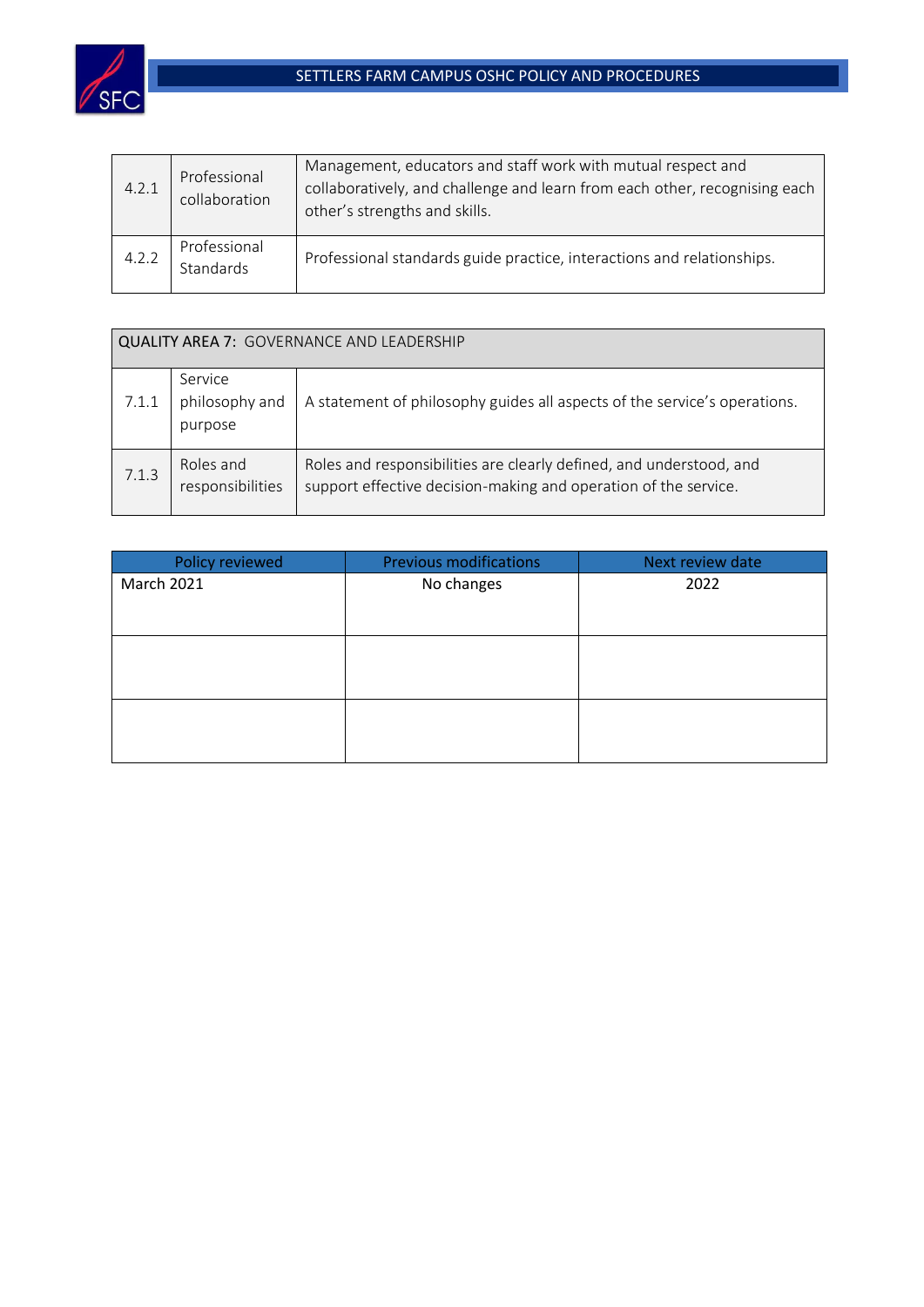| | | |
|---|---|---|
| 4.2.1 | Professional collaboration | Management, educators and staff work with mutual respect and collaboratively, and challenge and learn from each other, recognising each other's strengths and skills. |
| 4.2.2 | Professional Standards | Professional standards guide practice, interactions and relationships. |

| QUALITY AREA 7: GOVERNANCE AND LEADERSHIP | | |
|---|---|---|
| 7.1.1 | Service philosophy and purpose | A statement of philosophy guides all aspects of the service's operations. |
| 7.1.3 | Roles and responsibilities | Roles and responsibilities are clearly defined, and understood, and support effective decision-making and operation of the service. |

| Policy reviewed | Previous modifications | Next review date |
|---|---|---|
| March 2021 | No changes | 2022 |
| | | |
| | | |